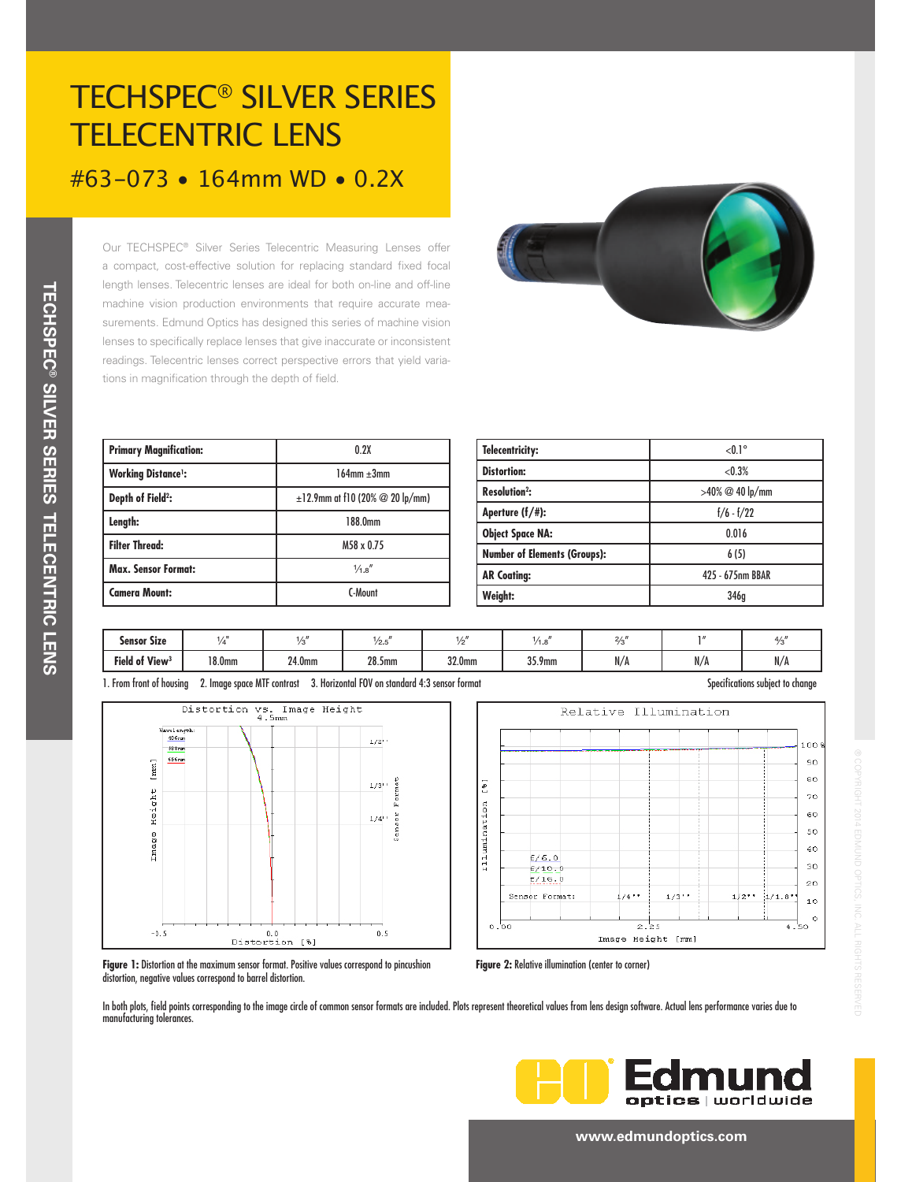# TECHSPEC® SILVER SERIES TELECENTRIC LENS

## #63-073 • 164mm WD • 0.2X

Our TECHSPEC® Silver Series Telecentric Measuring Lenses offer a compact, cost-effective solution for replacing standard fixed focal length lenses. Telecentric lenses are ideal for both on-line and off-line machine vision production environments that require accurate measurements. Edmund Optics has designed this series of machine vision lenses to specifically replace lenses that give inaccurate or inconsistent readings. Telecentric lenses correct perspective errors that yield variations in magnification through the depth of field.

| | |
|---|---|
| **Primary Magnification:** | 0.2X |
| **Working Distance[1]:** | 164mm ±3mm |
| **Depth of Field[2]:** | ±12.9mm at f10 (20% @ 20 lp/mm) |
| **Length:** | 188.0mm |
| **Filter Thread:** | M58 x 0.75 |
| **Max. Sensor Format:** | 1/1.8" |
| **Camera Mount:** | C-Mount |

| | |
|---|---|
| **Telecentricity:** | <0.1° |
| **Distortion:** | <0.3% |
| **Resolution[2]:** | >40% @ 40 lp/mm |
| **Aperture (f/#):** | f/6 - f/22 |
| **Object Space NA:** | 0.016 |
| **Number of Elements (Groups):** | 6 (5) |
| **AR Coating:** | 425 - 675nm BBAR |
| **Weight:** | 346g |

| **Sensor Size** | 1/4" | 1/3" | 1/2.5" | 1/2" | 1/1.8" | 2/3" | 1" | 4/3" |
|---|---|---|---|---|---|---|---|---|
| **Field of View[3]** | 18.0mm | 24.0mm | 28.5mm | 32.0mm | 35.9mm | N/A | N/A | N/A |

1. From front of housing 2. Image space MTF contrast 3. Horizontal FOV on standard 4:3 sensor format

Specifications subject to change

**Figure 1:** Distortion at the maximum sensor format. Positive values correspond to pincushion distortion, negative values correspond to barrel distortion.

**Figure 2:** Relative illumination (center to corner)

In both plots, field points corresponding to the image circle of common sensor formats are included. Plots represent theoretical values from lens design software. Actual lens performance varies due to manufacturing tolerances.

www.edmundoptics.com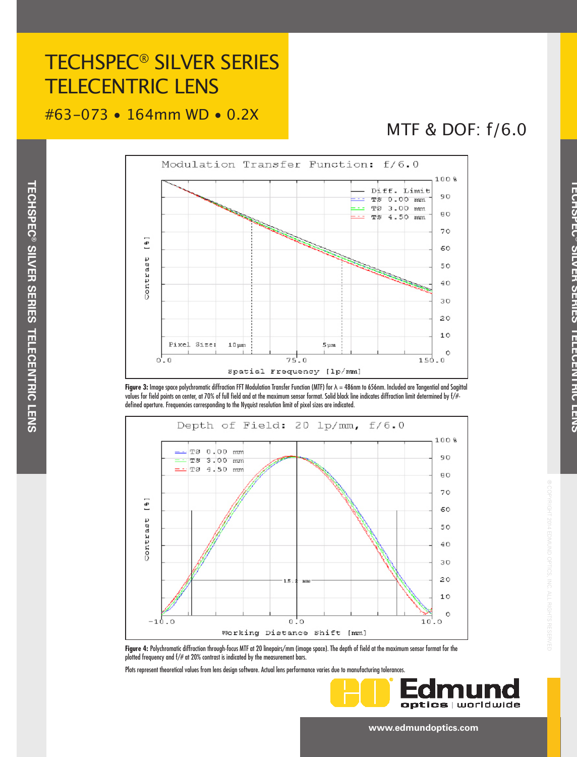# TECHSPEC® SILVER SERIES TELECENTRIC LENS

#63-073 • 164mm WD • 0.2X

## MTF & DOF: f/6.0

**Figure 3:** Image space polychromatic diffraction FFT Modulation Transfer Function (MTF) for λ = 486nm to 656nm. Included are Tangential and Sagittal values for field points on center, at 70% of full field and at the maximum sensor format. Solid black line indicates diffraction limit determined by f/#-defined aperture. Frequencies corresponding to the Nyquist resolution limit of pixel sizes are indicated.

**Figure 4:** Polychromatic diffraction through-focus MTF at 20 linepairs/mm (image space). The depth of field at the maximum sensor format for the plotted frequency and f/# at 20% contrast is indicated by the measurement bars.

Plots represent theoretical values from lens design software. Actual lens performance varies due to manufacturing tolerances.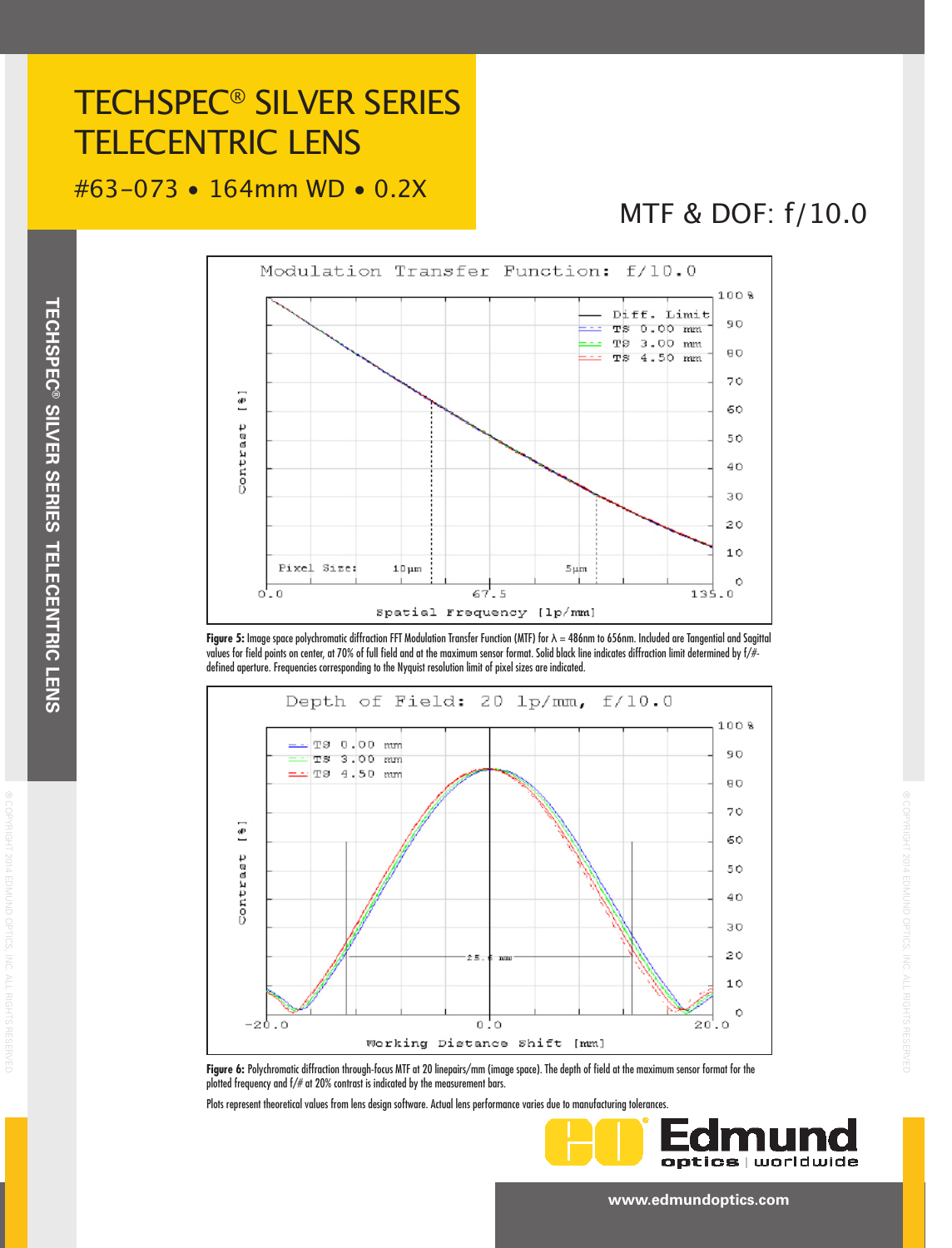# TECHSPEC® SILVER SERIES TELECENTRIC LENS

#63-073 • 164mm WD • 0.2X

## MTF & DOF: f/10.0

Modulation Transfer Function: f/10.0

Diff. Limit
TS 0.00 mm
TS 3.00 mm
TS 4.50 mm

100 %
90
80
70
60
50
40
30
20
10
0

Contrast [%]

Pixel Size: 10µm 5µm

0.0 67.5 135.0

Spatial Frequency [lp/mm]

**Figure 5:** Image space polychromatic diffraction FFT Modulation Transfer Function (MTF) for λ = 486nm to 656nm. Included are Tangential and Sagittal values for field points on center, at 70% of full field and at the maximum sensor format. Solid black line indicates diffraction limit determined by f/#-defined aperture. Frequencies corresponding to the Nyquist resolution limit of pixel sizes are indicated.

Depth of Field: 20 lp/mm, f/10.0

TS 0.00 mm
TS 3.00 mm
TS 4.50 mm

100 %
90
80
70
60
50
40
30
20
10
0

Contrast [%]

25.6 mm

-20.0 0.0 20.0

Working Distance Shift [mm]

**Figure 6:** Polychromatic diffraction through-focus MTF at 20 linepairs/mm (image space). The depth of field at the maximum sensor format for the plotted frequency and f/# at 20% contrast is indicated by the measurement bars.

Plots represent theoretical values from lens design software. Actual lens performance varies due to manufacturing tolerances.

Edmund optics | worldwide

www.edmundoptics.com